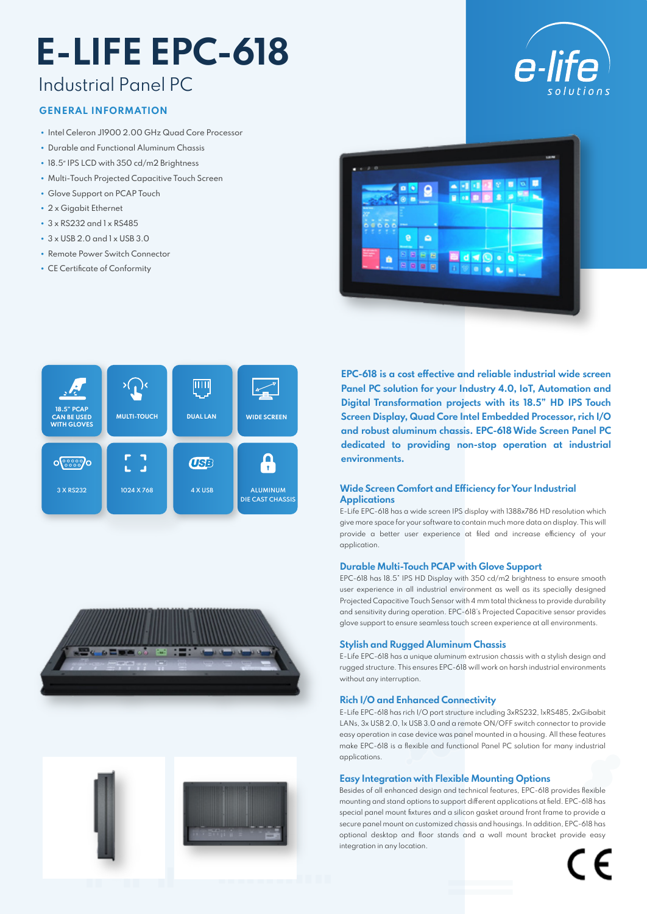# E-LIFE EPC-618

## Industrial Panel PC

e-life solutions

### GENERAL INFORMATION

- Intel Celeron J1900 2.00 GHz Quad Core Processor
- Durable and Functional Aluminum Chassis
- 18.5" IPS LCD with 350 cd/m2 Brightness
- Multi-Touch Projected Capacitive Touch Screen
- Glove Support on PCAP Touch
- 2 x Gigabit Ethernet
- 3 x RS232 and 1 x RS485
- 3 x USB 2.0 and 1 x USB 3.0
- Remote Power Switch Connector
- CE Certificate of Conformity

18.5" PCAP CAN BE USED WITH GLOVES | MULTI-TOUCH | DUAL LAN | WIDE SCREEN | 3 X RS232 | 1024 X 768 | 4 X USB | ALUMINUM DIE CAST CHASSIS

**EPC-618 is a cost effective and reliable industrial wide screen Panel PC solution for your Industry 4.0, IoT, Automation and Digital Transformation projects with its 18.5" HD IPS Touch Screen Display, Quad Core Intel Embedded Processor, rich I/O and robust aluminum chassis. EPC-618 Wide Screen Panel PC dedicated to providing non-stop operation at industrial environments.**

### Wide Screen Comfort and Efficiency for Your Industrial Applications

E-Life EPC-618 has a wide screen IPS display with 1388x786 HD resolution which give more space for your software to contain much more data on display. This will provide a better user experience at filed and increase efficiency of your application.

### Durable Multi-Touch PCAP with Glove Support

EPC-618 has 18.5" IPS HD Display with 350 cd/m2 brightness to ensure smooth user experience in all industrial environment as well as its specially designed Projected Capacitive Touch Sensor with 4 mm total thickness to provide durability and sensitivity during operation. EPC-618's Projected Capacitive sensor provides glove support to ensure seamless touch screen experience at all environments.

### Stylish and Rugged Aluminum Chassis

E-Life EPC-618 has a unique aluminum extrusion chassis with a stylish design and rugged structure. This ensures EPC-618 will work on harsh industrial environments without any interruption.

### Rich I/O and Enhanced Connectivity

E-Life EPC-618 has rich I/O port structure including 3xRS232, 1xRS485, 2xGibabit LANs, 3x USB 2.0, 1x USB 3.0 and a remote ON/OFF switch connector to provide easy operation in case device was panel mounted in a housing. All these features make EPC-618 is a flexible and functional Panel PC solution for many industrial applications.

### Easy Integration with Flexible Mounting Options

Besides of all enhanced design and technical features, EPC-618 provides flexible mounting and stand options to support different applications at field. EPC-618 has special panel mount fixtures and a silicon gasket around front frame to provide a secure panel mount on customized chassis and housings. In addition, EPC-618 has optional desktop and floor stands and a wall mount bracket provide easy integration in any location.

CE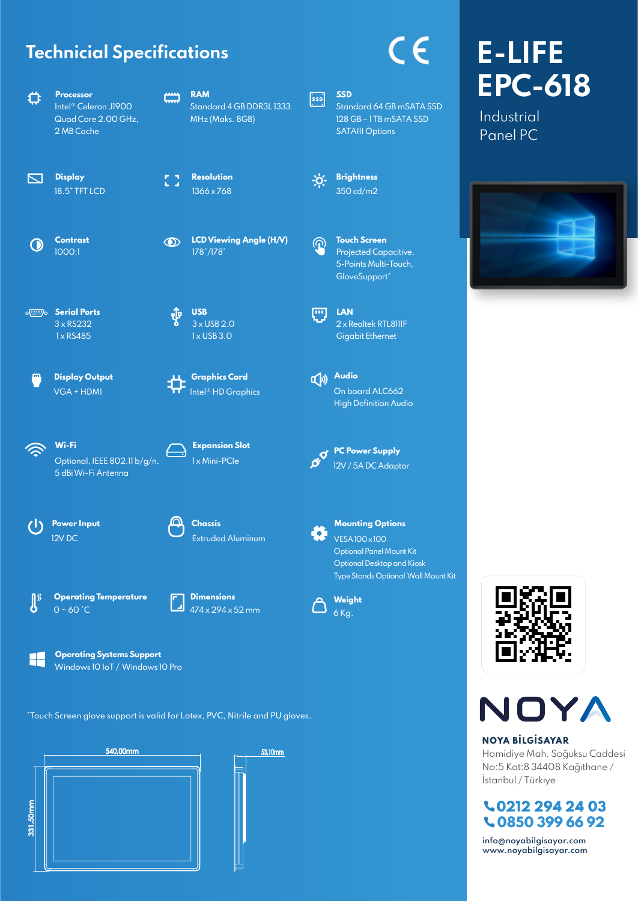# Technicial Specifications

**Processor**
Intel® Celeron J1900
Quad Core 2.00 GHz,
2 MB Cache

**RAM**
Standard 4 GB DDR3L 1333 MHz (Maks. 8GB)

**SSD**
Standard 64 GB mSATA SSD
128 GB – 1 TB mSATA SSD
SATAIII Options

**Display**
18.5" TFT LCD

**Resolution**
1366 x 768

**Brightness**
350 cd/m2

**Contrast**
1000:1

**LCD Viewing Angle (H/V)**
178˚/178˚

**Touch Screen**
Projected Capacitive,
5-Points Multi-Touch,
GloveSupport*

**Serial Ports**
3 x RS232
1 x RS485

**USB**
3 x USB 2.0
1 x USB 3.0

**LAN**
2 x Realtek RTL8111F
Gigabit Ethernet

**Display Output**
VGA + HDMI

**Graphics Card**
Intel® HD Graphics

**Audio**
On board ALC662
High Definition Audio

**Wi-Fi**
Optional, IEEE 802.11 b/g/n,
5 dBi Wi-Fi Antenna

**Expansion Slot**
1 x Mini-PCIe

**PC Power Supply**
12V / 5A DC Adaptor

**Power Input**
12V DC

**Chassis**
Extruded Aluminum

**Mounting Options**
VESA 100 x 100
Optional Panel Mount Kit
Optional Desktop and Kiosk
Type Stands Optional Wall Mount Kit

**Operating Temperature**
0 ~ 60 ˚C

**Dimensions**
474 x 294 x 52 mm

**Weight**
6 Kg.

**Operating Systems Support**
Windows 10 IoT / Windows 10 Pro

*Touch Screen glove support is valid for Latex, PVC, Nitrile and PU gloves.

540,00mm

331,50mm

53,10mm

# E-LIFE EPC-618

Industrial Panel PC

NOYA

**NOYA BİLGİSAYAR**
Hamidiye Mah. Soğuksu Caddesi No:5 Kat:8 34408 Kağıthane / İstanbul / Türkiye

**0212 294 24 03**
**0850 399 66 92**

info@noyabilgisayar.com
www.noyabilgisayar.com